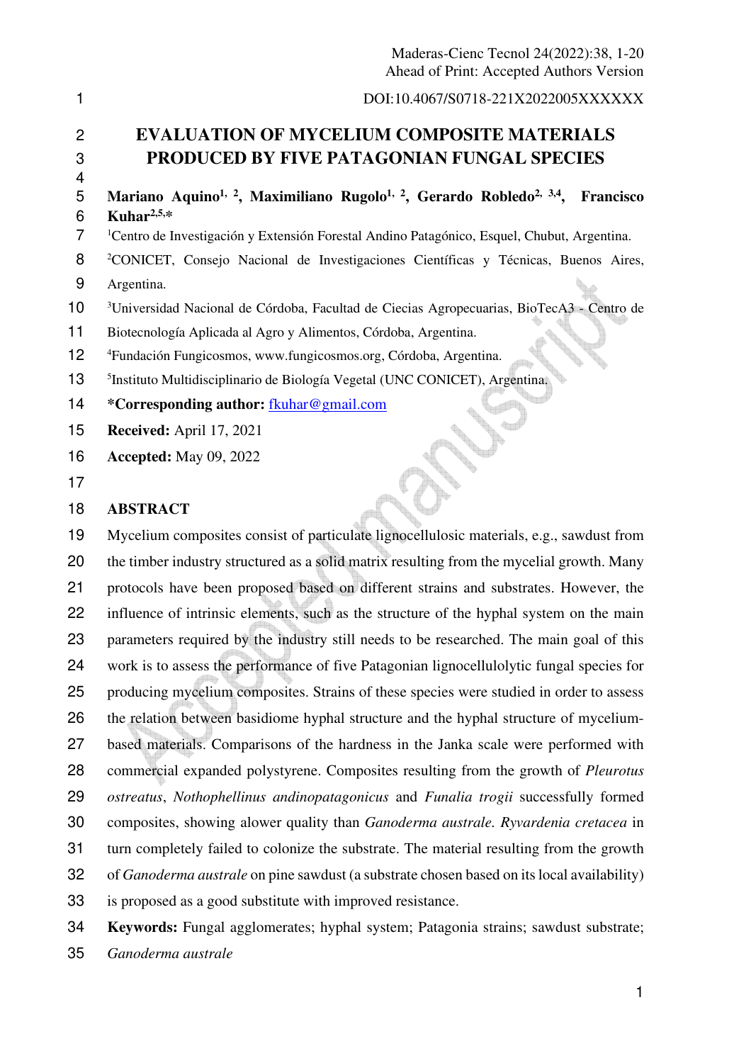DOI:10.4067/S0718-221X2022005XXXXXX

# EVALUATION OF MYCELIUM COMPOSITE MATERIALS PRODUCED BY FIVE PATAGONIAN FUNGAL SPECIES

**Mariano Aquino[1, 2], Maximiliano Rugolo[1, 2], Gerardo Robledo[2, 3,4], Francisco Kuhar[2,5,*]**

[1]Centro de Investigación y Extensión Forestal Andino Patagónico, Esquel, Chubut, Argentina.

[2]CONICET, Consejo Nacional de Investigaciones Científicas y Técnicas, Buenos Aires, Argentina.

[3]Universidad Nacional de Córdoba, Facultad de Ciecias Agropecuarias, BioTecA3 - Centro de Biotecnología Aplicada al Agro y Alimentos, Córdoba, Argentina.

[4]Fundación Fungicosmos, www.fungicosmos.org, Córdoba, Argentina.

[5]Instituto Multidisciplinario de Biología Vegetal (UNC CONICET), Argentina.

**\*Corresponding author:** fkuhar@gmail.com

**Received:** April 17, 2021

**Accepted:** May 09, 2022

## ABSTRACT

Mycelium composites consist of particulate lignocellulosic materials, e.g., sawdust from the timber industry structured as a solid matrix resulting from the mycelial growth. Many protocols have been proposed based on different strains and substrates. However, the influence of intrinsic elements, such as the structure of the hyphal system on the main parameters required by the industry still needs to be researched. The main goal of this work is to assess the performance of five Patagonian lignocellulolytic fungal species for producing mycelium composites. Strains of these species were studied in order to assess the relation between basidiome hyphal structure and the hyphal structure of mycelium-based materials. Comparisons of the hardness in the Janka scale were performed with commercial expanded polystyrene. Composites resulting from the growth of *Pleurotus ostreatus*, *Nothophellinus andinopatagonicus* and *Funalia trogii* successfully formed composites, showing alower quality than *Ganoderma australe*. *Ryvardenia cretacea* in turn completely failed to colonize the substrate. The material resulting from the growth of *Ganoderma australe* on pine sawdust (a substrate chosen based on its local availability) is proposed as a good substitute with improved resistance.

**Keywords:** Fungal agglomerates; hyphal system; Patagonia strains; sawdust substrate; *Ganoderma australe*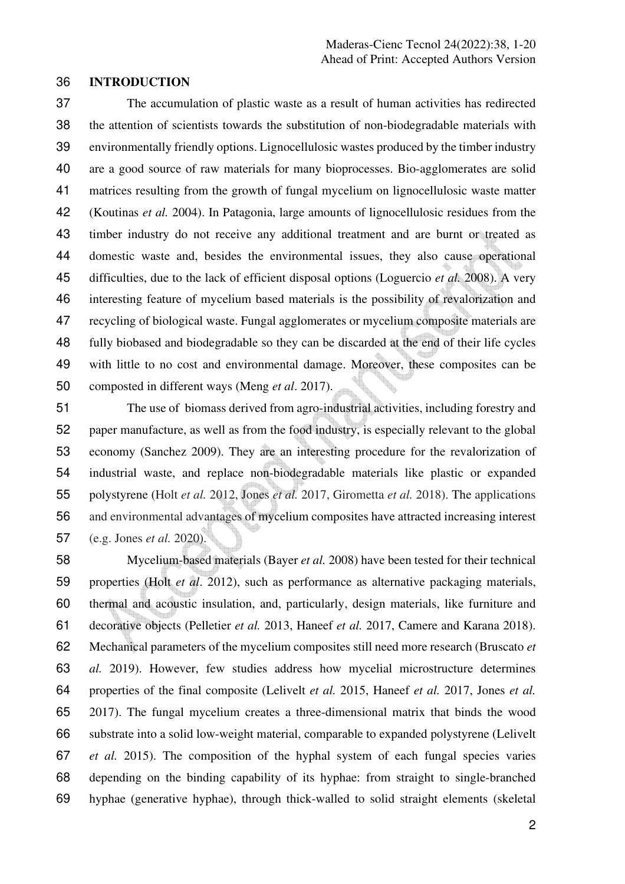## INTRODUCTION

The accumulation of plastic waste as a result of human activities has redirected the attention of scientists towards the substitution of non-biodegradable materials with environmentally friendly options. Lignocellulosic wastes produced by the timber industry are a good source of raw materials for many bioprocesses. Bio-agglomerates are solid matrices resulting from the growth of fungal mycelium on lignocellulosic waste matter (Koutinas *et al.* 2004). In Patagonia, large amounts of lignocellulosic residues from the timber industry do not receive any additional treatment and are burnt or treated as domestic waste and, besides the environmental issues, they also cause operational difficulties, due to the lack of efficient disposal options (Loguercio *et al.* 2008). A very interesting feature of mycelium based materials is the possibility of revalorization and recycling of biological waste. Fungal agglomerates or mycelium composite materials are fully biobased and biodegradable so they can be discarded at the end of their life cycles with little to no cost and environmental damage. Moreover, these composites can be composted in different ways (Meng *et al*. 2017).

The use of biomass derived from agro-industrial activities, including forestry and paper manufacture, as well as from the food industry, is especially relevant to the global economy (Sanchez 2009). They are an interesting procedure for the revalorization of industrial waste, and replace non-biodegradable materials like plastic or expanded polystyrene (Holt *et al.* 2012, Jones *et al.* 2017, Girometta *et al.* 2018). The applications and environmental advantages of mycelium composites have attracted increasing interest (e.g. Jones *et al.* 2020).

Mycelium-based materials (Bayer *et al.* 2008) have been tested for their technical properties (Holt *et al*. 2012), such as performance as alternative packaging materials, thermal and acoustic insulation, and, particularly, design materials, like furniture and decorative objects (Pelletier *et al.* 2013, Haneef *et al.* 2017, Camere and Karana 2018). Mechanical parameters of the mycelium composites still need more research (Bruscato *et al.* 2019). However, few studies address how mycelial microstructure determines properties of the final composite (Lelivelt *et al.* 2015, Haneef *et al.* 2017, Jones *et al.* 2017). The fungal mycelium creates a three-dimensional matrix that binds the wood substrate into a solid low-weight material, comparable to expanded polystyrene (Lelivelt *et al.* 2015). The composition of the hyphal system of each fungal species varies depending on the binding capability of its hyphae: from straight to single-branched hyphae (generative hyphae), through thick-walled to solid straight elements (skeletal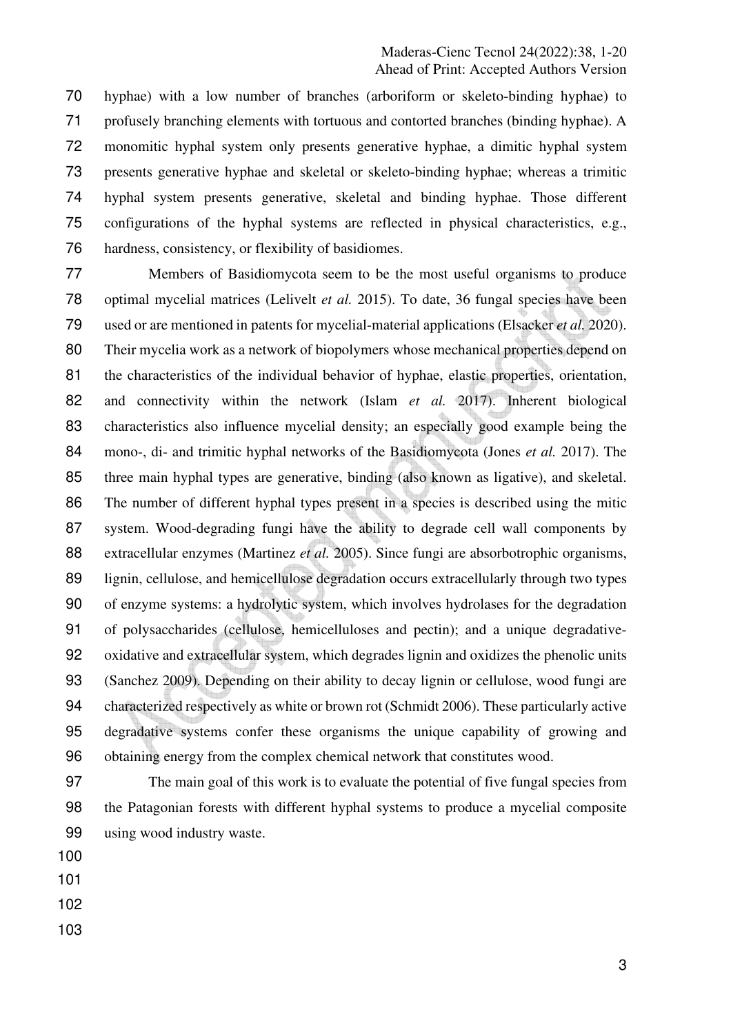hyphae) with a low number of branches (arboriform or skeleto-binding hyphae) to profusely branching elements with tortuous and contorted branches (binding hyphae). A monomitic hyphal system only presents generative hyphae, a dimitic hyphal system presents generative hyphae and skeletal or skeleto-binding hyphae; whereas a trimitic hyphal system presents generative, skeletal and binding hyphae. Those different configurations of the hyphal systems are reflected in physical characteristics, e.g., hardness, consistency, or flexibility of basidiomes.

Members of Basidiomycota seem to be the most useful organisms to produce optimal mycelial matrices (Lelivelt *et al.* 2015). To date, 36 fungal species have been used or are mentioned in patents for mycelial-material applications (Elsacker *et al.* 2020). Their mycelia work as a network of biopolymers whose mechanical properties depend on the characteristics of the individual behavior of hyphae, elastic properties, orientation, and connectivity within the network (Islam *et al.* 2017). Inherent biological characteristics also influence mycelial density; an especially good example being the mono-, di- and trimitic hyphal networks of the Basidiomycota (Jones *et al.* 2017). The three main hyphal types are generative, binding (also known as ligative), and skeletal. The number of different hyphal types present in a species is described using the mitic system. Wood-degrading fungi have the ability to degrade cell wall components by extracellular enzymes (Martinez *et al.* 2005). Since fungi are absorbotrophic organisms, lignin, cellulose, and hemicellulose degradation occurs extracellularly through two types of enzyme systems: a hydrolytic system, which involves hydrolases for the degradation of polysaccharides (cellulose, hemicelluloses and pectin); and a unique degradative-oxidative and extracellular system, which degrades lignin and oxidizes the phenolic units (Sanchez 2009). Depending on their ability to decay lignin or cellulose, wood fungi are characterized respectively as white or brown rot (Schmidt 2006). These particularly active degradative systems confer these organisms the unique capability of growing and obtaining energy from the complex chemical network that constitutes wood.

The main goal of this work is to evaluate the potential of five fungal species from the Patagonian forests with different hyphal systems to produce a mycelial composite using wood industry waste.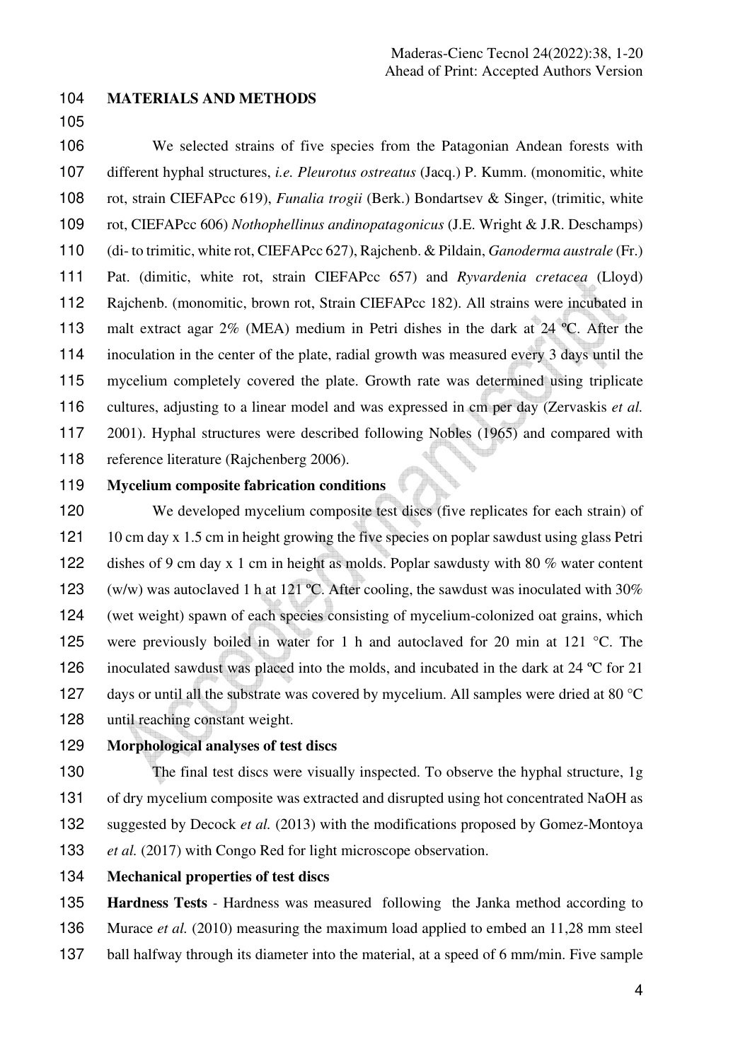## MATERIALS AND METHODS

We selected strains of five species from the Patagonian Andean forests with different hyphal structures, *i.e. Pleurotus ostreatus* (Jacq.) P. Kumm. (monomitic, white rot, strain CIEFAPcc 619), *Funalia trogii* (Berk.) Bondartsev & Singer, (trimitic, white rot, CIEFAPcc 606) *Nothophellinus andinopatagonicus* (J.E. Wright & J.R. Deschamps) (di- to trimitic, white rot, CIEFAPcc 627), Rajchenb. & Pildain, *Ganoderma australe* (Fr.) Pat. (dimitic, white rot, strain CIEFAPcc 657) and *Ryvardenia cretacea* (Lloyd) Rajchenb. (monomitic, brown rot, Strain CIEFAPcc 182). All strains were incubated in malt extract agar 2% (MEA) medium in Petri dishes in the dark at 24 ºC. After the inoculation in the center of the plate, radial growth was measured every 3 days until the mycelium completely covered the plate. Growth rate was determined using triplicate cultures, adjusting to a linear model and was expressed in cm per day (Zervaskis *et al.* 2001). Hyphal structures were described following Nobles (1965) and compared with reference literature (Rajchenberg 2006).

### Mycelium composite fabrication conditions

We developed mycelium composite test discs (five replicates for each strain) of 10 cm day x 1.5 cm in height growing the five species on poplar sawdust using glass Petri dishes of 9 cm day x 1 cm in height as molds. Poplar sawdusty with 80 % water content (w/w) was autoclaved 1 h at 121 ºC. After cooling, the sawdust was inoculated with 30% (wet weight) spawn of each species consisting of mycelium-colonized oat grains, which were previously boiled in water for 1 h and autoclaved for 20 min at 121 °C. The inoculated sawdust was placed into the molds, and incubated in the dark at 24 ºC for 21 days or until all the substrate was covered by mycelium. All samples were dried at 80 °C until reaching constant weight.

### Morphological analyses of test discs

The final test discs were visually inspected. To observe the hyphal structure, 1g of dry mycelium composite was extracted and disrupted using hot concentrated NaOH as suggested by Decock *et al.* (2013) with the modifications proposed by Gomez-Montoya *et al.* (2017) with Congo Red for light microscope observation.

### Mechanical properties of test discs

**Hardness Tests** - Hardness was measured following the Janka method according to Murace *et al.* (2010) measuring the maximum load applied to embed an 11,28 mm steel ball halfway through its diameter into the material, at a speed of 6 mm/min. Five sample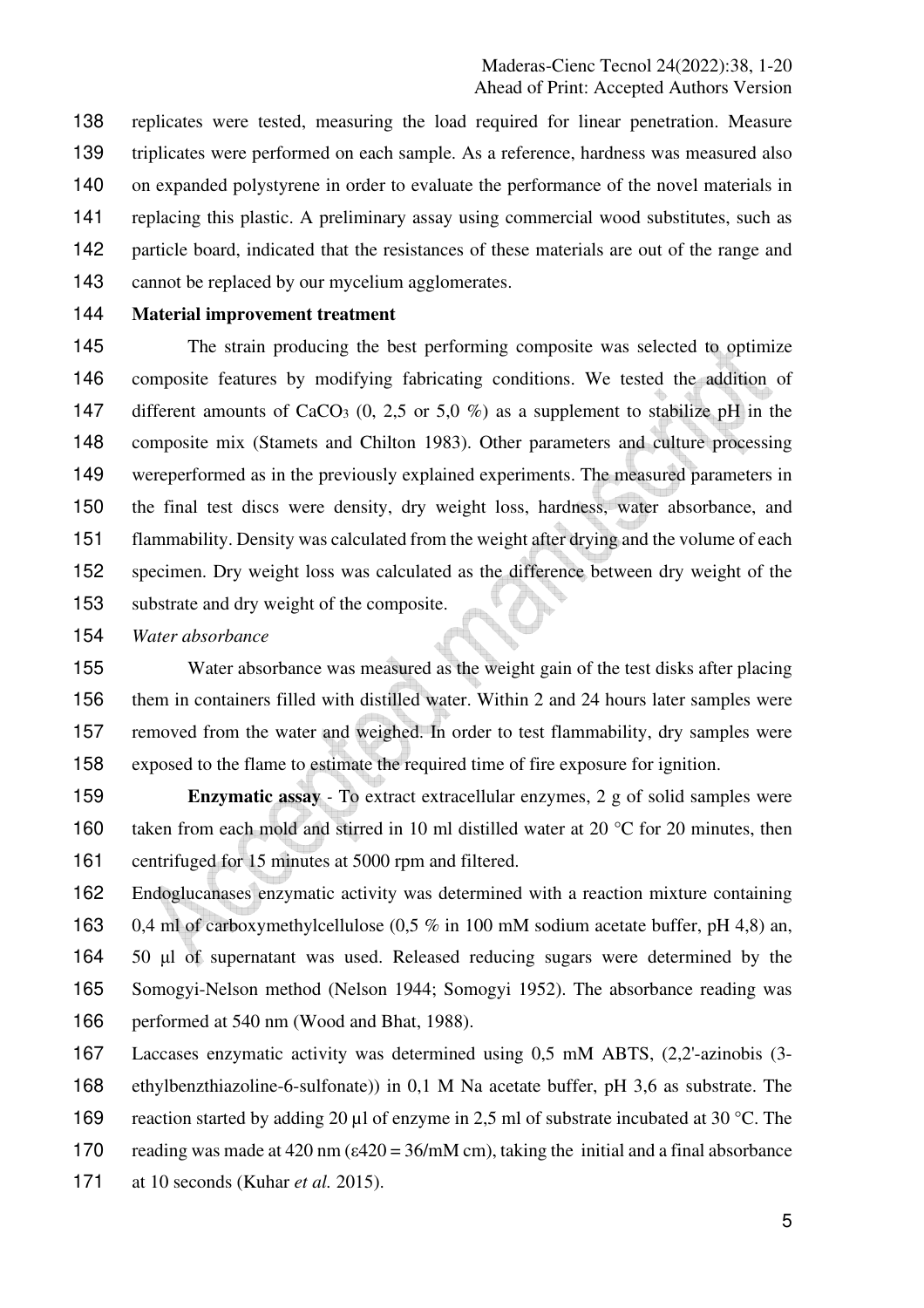replicates were tested, measuring the load required for linear penetration. Measure triplicates were performed on each sample. As a reference, hardness was measured also on expanded polystyrene in order to evaluate the performance of the novel materials in replacing this plastic. A preliminary assay using commercial wood substitutes, such as particle board, indicated that the resistances of these materials are out of the range and cannot be replaced by our mycelium agglomerates.

**Material improvement treatment**

The strain producing the best performing composite was selected to optimize composite features by modifying fabricating conditions. We tested the addition of different amounts of $CaCO_3$ (0, 2,5 or 5,0 %) as a supplement to stabilize pH in the composite mix (Stamets and Chilton 1983). Other parameters and culture processing wereperformed as in the previously explained experiments. The measured parameters in the final test discs were density, dry weight loss, hardness, water absorbance, and flammability. Density was calculated from the weight after drying and the volume of each specimen. Dry weight loss was calculated as the difference between dry weight of the substrate and dry weight of the composite.

*Water absorbance*

Water absorbance was measured as the weight gain of the test disks after placing them in containers filled with distilled water. Within 2 and 24 hours later samples were removed from the water and weighed. In order to test flammability, dry samples were exposed to the flame to estimate the required time of fire exposure for ignition.

**Enzymatic assay** - To extract extracellular enzymes, 2 g of solid samples were taken from each mold and stirred in 10 ml distilled water at 20 °C for 20 minutes, then centrifuged for 15 minutes at 5000 rpm and filtered.

Endoglucanases enzymatic activity was determined with a reaction mixture containing 0,4 ml of carboxymethylcellulose (0,5 % in 100 mM sodium acetate buffer, pH 4,8) an, 50 µl of supernatant was used. Released reducing sugars were determined by the Somogyi-Nelson method (Nelson 1944; Somogyi 1952). The absorbance reading was performed at 540 nm (Wood and Bhat, 1988).

Laccases enzymatic activity was determined using 0,5 mM ABTS, (2,2'-azinobis (3-ethylbenzthiazoline-6-sulfonate)) in 0,1 M Na acetate buffer, pH 3,6 as substrate. The reaction started by adding 20 µl of enzyme in 2,5 ml of substrate incubated at 30 °C. The reading was made at 420 nm ($\varepsilon_{420}$ = 36/mM cm), taking the initial and a final absorbance at 10 seconds (Kuhar *et al.* 2015).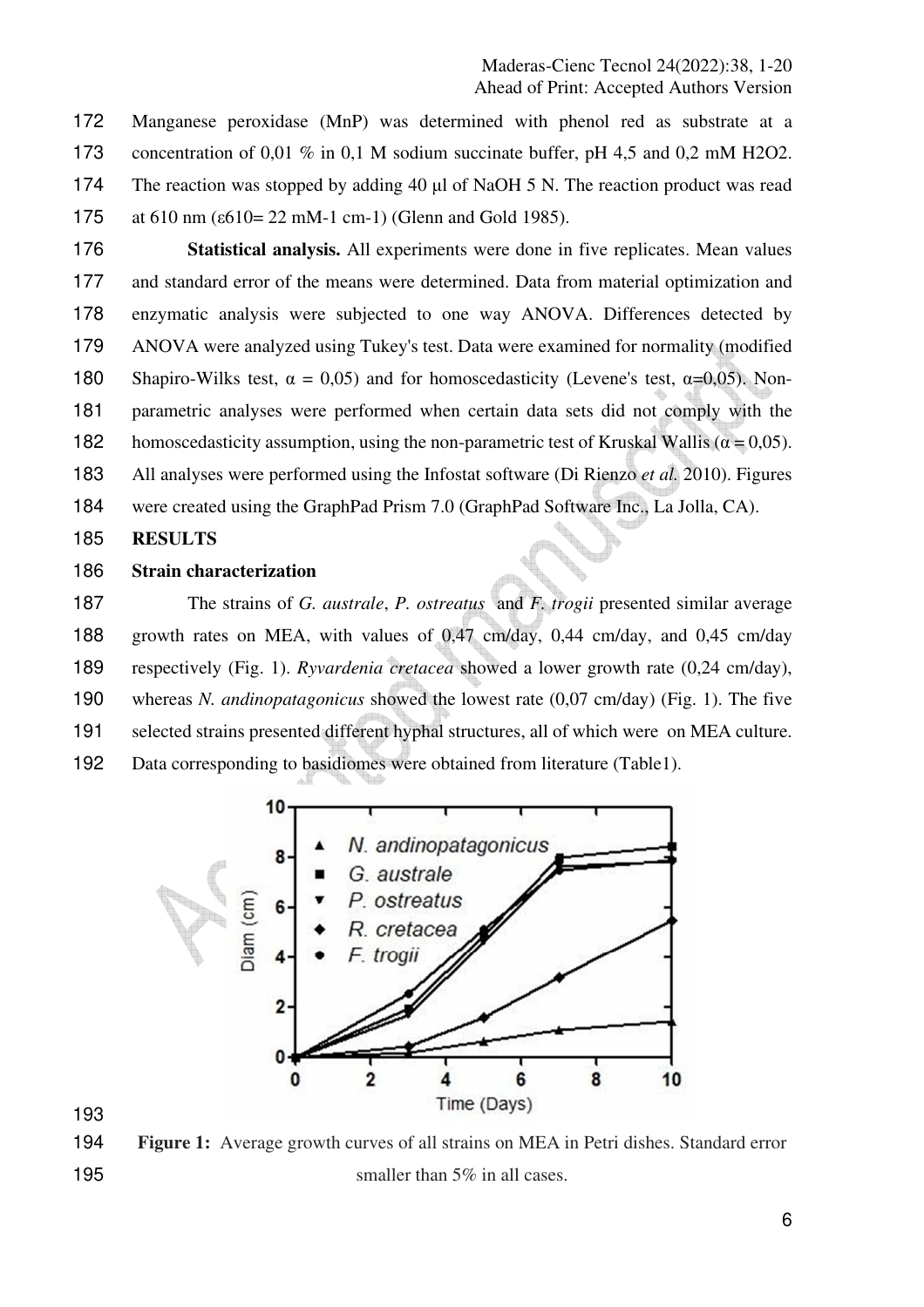Manganese peroxidase (MnP) was determined with phenol red as substrate at a concentration of 0,01 % in 0,1 M sodium succinate buffer, pH 4,5 and 0,2 mM $H_2O_2$. The reaction was stopped by adding 40 µl of NaOH 5 N. The reaction product was read at 610 nm ($\varepsilon_{610}$= 22 $mM^{-1}$ $cm^{-1}$) (Glenn and Gold 1985).

**Statistical analysis.** All experiments were done in five replicates. Mean values and standard error of the means were determined. Data from material optimization and enzymatic analysis were subjected to one way ANOVA. Differences detected by ANOVA were analyzed using Tukey's test. Data were examined for normality (modified Shapiro-Wilks test, $\alpha$ = 0,05) and for homoscedasticity (Levene's test, $\alpha$=0,05). Non-parametric analyses were performed when certain data sets did not comply with the homoscedasticity assumption, using the non-parametric test of Kruskal Wallis ($\alpha$ = 0,05). All analyses were performed using the Infostat software (Di Rienzo *et al.* 2010). Figures were created using the GraphPad Prism 7.0 (GraphPad Software Inc., La Jolla, CA).

## RESULTS

### Strain characterization

The strains of *G. australe*, *P. ostreatus* and *F. trogii* presented similar average growth rates on MEA, with values of 0,47 cm/day, 0,44 cm/day, and 0,45 cm/day respectively (Fig. 1). *Ryvardenia cretacea* showed a lower growth rate (0,24 cm/day), whereas *N. andinopatagonicus* showed the lowest rate (0,07 cm/day) (Fig. 1). The five selected strains presented different hyphal structures, all of which were on MEA culture. Data corresponding to basidiomes were obtained from literature (Table1).

**Figure 1:** Average growth curves of all strains on MEA in Petri dishes. Standard error smaller than 5% in all cases.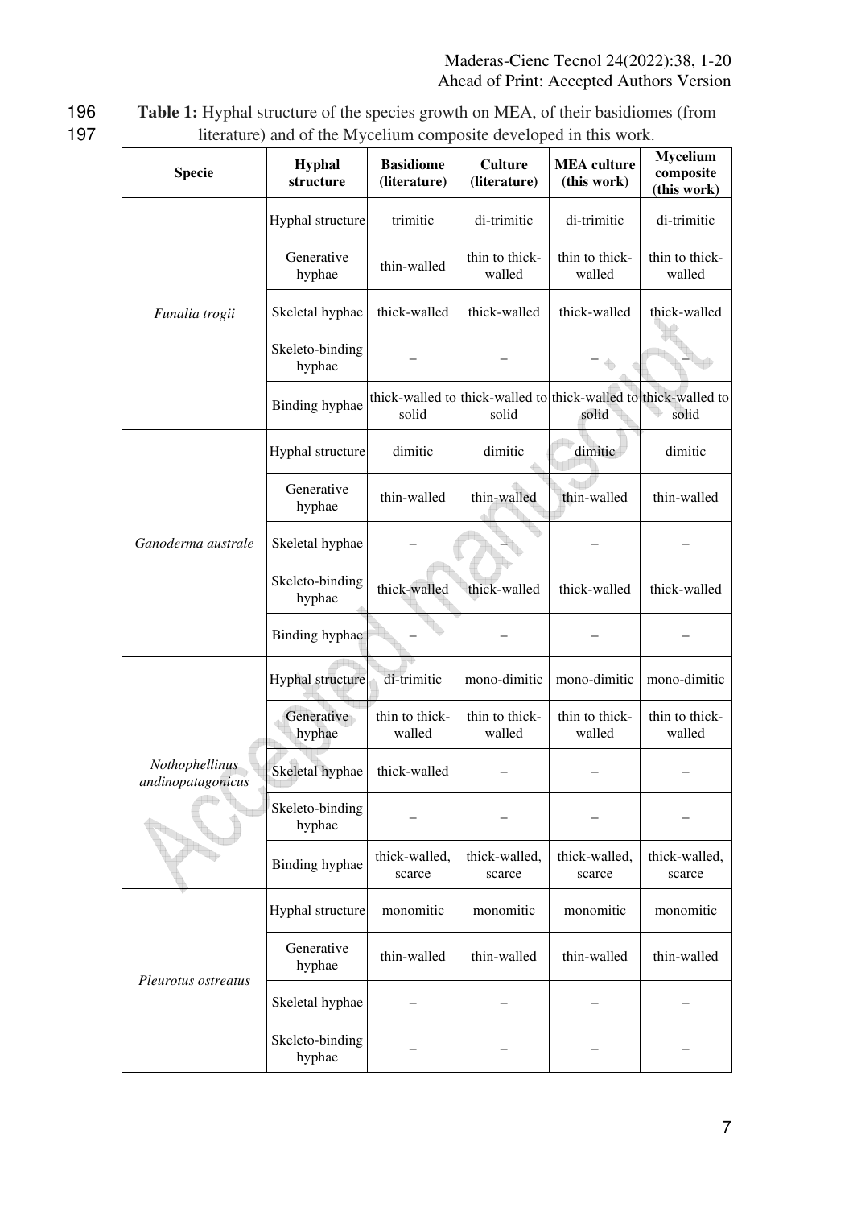**Table 1:** Hyphal structure of the species growth on MEA, of their basidiomes (from literature) and of the Mycelium composite developed in this work.

| Specie | Hyphal structure | Basidiome (literature) | Culture (literature) | MEA culture (this work) | Mycelium composite (this work) |
|---|---|---|---|---|---|
| *Funalia trogii* | Hyphal structure | trimitic | di-trimitic | di-trimitic | di-trimitic |
| | Generative hyphae | thin-walled | thin to thick-walled | thin to thick-walled | thin to thick-walled |
| | Skeletal hyphae | thick-walled | thick-walled | thick-walled | thick-walled |
| | Skeleto-binding hyphae | – | – | – | – |
| | Binding hyphae | thick-walled to solid | thick-walled to solid | thick-walled to solid | thick-walled to solid |
| *Ganoderma australe* | Hyphal structure | dimitic | dimitic | dimitic | dimitic |
| | Generative hyphae | thin-walled | thin-walled | thin-walled | thin-walled |
| | Skeletal hyphae | – | – | – | – |
| | Skeleto-binding hyphae | thick-walled | thick-walled | thick-walled | thick-walled |
| | Binding hyphae | – | – | – | – |
| *Nothophellinus andinopatagonicus* | Hyphal structure | di-trimitic | mono-dimitic | mono-dimitic | mono-dimitic |
| | Generative hyphae | thin to thick-walled | thin to thick-walled | thin to thick-walled | thin to thick-walled |
| | Skeletal hyphae | thick-walled | – | – | – |
| | Skeleto-binding hyphae | – | – | – | – |
| | Binding hyphae | thick-walled, scarce | thick-walled, scarce | thick-walled, scarce | thick-walled, scarce |
| *Pleurotus ostreatus* | Hyphal structure | monomitic | monomitic | monomitic | monomitic |
| | Generative hyphae | thin-walled | thin-walled | thin-walled | thin-walled |
| | Skeletal hyphae | – | – | – | – |
| | Skeleto-binding hyphae | – | – | – | – |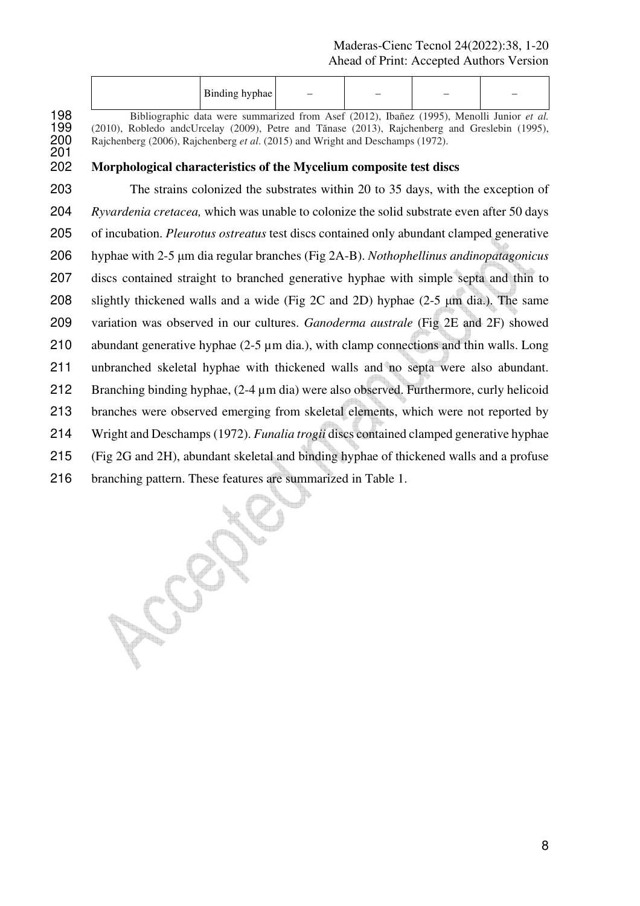| | Binding hyphae | – | – | – | – |
|---|---|---|---|---|---|

Bibliographic data were summarized from Asef (2012), Ibañez (1995), Menolli Junior *et al.* (2010), Robledo andcUrcelay (2009), Petre and Tănase (2013), Rajchenberg and Greslebin (1995), Rajchenberg (2006), Rajchenberg *et al*. (2015) and Wright and Deschamps (1972).

**Morphological characteristics of the Mycelium composite test discs**

The strains colonized the substrates within 20 to 35 days, with the exception of *Ryvardenia cretacea,* which was unable to colonize the solid substrate even after 50 days of incubation. *Pleurotus ostreatus* test discs contained only abundant clamped generative hyphae with 2-5 μm dia regular branches (Fig 2A-B). *Nothophellinus andinopatagonicus* discs contained straight to branched generative hyphae with simple septa and thin to slightly thickened walls and a wide (Fig 2C and 2D) hyphae (2-5 μm dia.). The same variation was observed in our cultures. *Ganoderma australe* (Fig 2E and 2F) showed abundant generative hyphae (2-5 µm dia.), with clamp connections and thin walls. Long unbranched skeletal hyphae with thickened walls and no septa were also abundant. Branching binding hyphae, (2-4 µm dia) were also observed. Furthermore, curly helicoid branches were observed emerging from skeletal elements, which were not reported by Wright and Deschamps (1972). *Funalia trogii* discs contained clamped generative hyphae (Fig 2G and 2H), abundant skeletal and binding hyphae of thickened walls and a profuse branching pattern. These features are summarized in Table 1.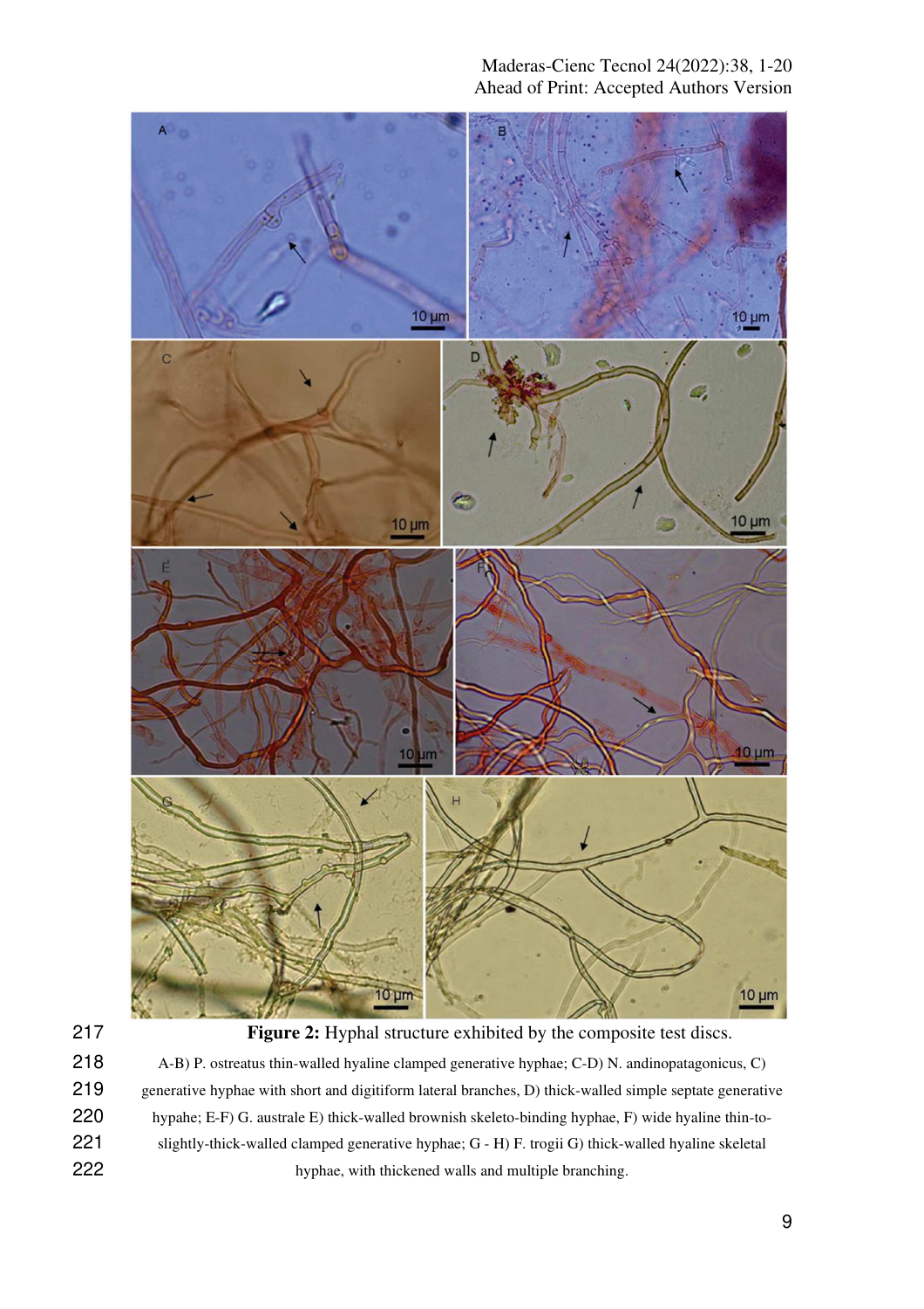**Figure 2:** Hyphal structure exhibited by the composite test discs.

A-B) P. ostreatus thin-walled hyaline clamped generative hyphae; C-D) N. andinopatagonicus, C) generative hyphae with short and digitiform lateral branches, D) thick-walled simple septate generative hypahe; E-F) G. australe E) thick-walled brownish skeleto-binding hyphae, F) wide hyaline thin-to-slightly-thick-walled clamped generative hyphae; G - H) F. trogii G) thick-walled hyaline skeletal hyphae, with thickened walls and multiple branching.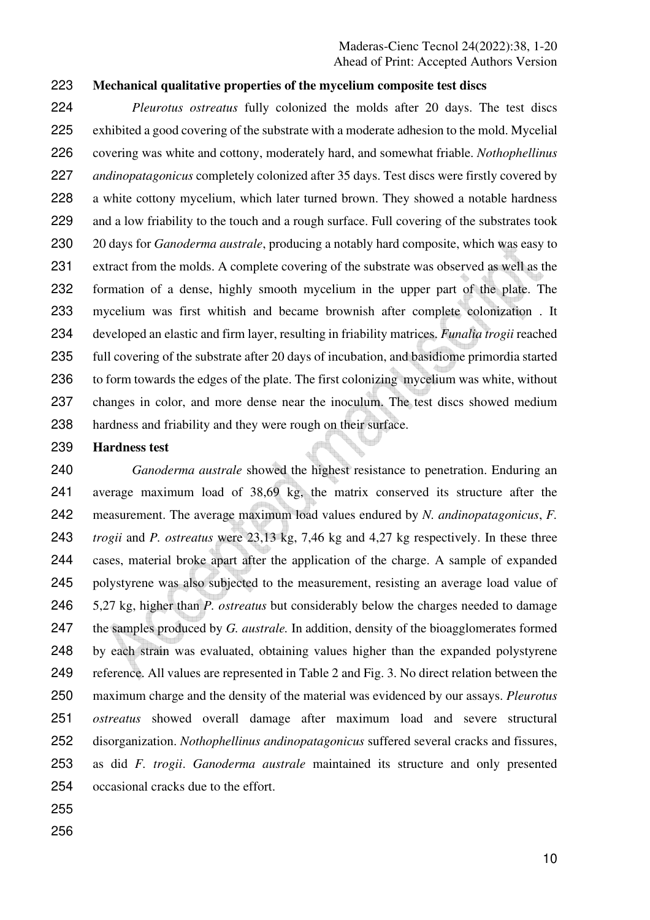**Mechanical qualitative properties of the mycelium composite test discs**

*Pleurotus ostreatus* fully colonized the molds after 20 days. The test discs exhibited a good covering of the substrate with a moderate adhesion to the mold. Mycelial covering was white and cottony, moderately hard, and somewhat friable. *Nothophellinus andinopatagonicus* completely colonized after 35 days. Test discs were firstly covered by a white cottony mycelium, which later turned brown. They showed a notable hardness and a low friability to the touch and a rough surface. Full covering of the substrates took 20 days for *Ganoderma australe*, producing a notably hard composite, which was easy to extract from the molds. A complete covering of the substrate was observed as well as the formation of a dense, highly smooth mycelium in the upper part of the plate. The mycelium was first whitish and became brownish after complete colonization . It developed an elastic and firm layer, resulting in friability matrices. *Funalia trogii* reached full covering of the substrate after 20 days of incubation, and basidiome primordia started to form towards the edges of the plate. The first colonizing mycelium was white, without changes in color, and more dense near the inoculum. The test discs showed medium hardness and friability and they were rough on their surface.

**Hardness test**

*Ganoderma australe* showed the highest resistance to penetration. Enduring an average maximum load of 38,69 kg, the matrix conserved its structure after the measurement. The average maximum load values endured by *N. andinopatagonicus*, *F. trogii* and *P. ostreatus* were 23,13 kg, 7,46 kg and 4,27 kg respectively. In these three cases, material broke apart after the application of the charge. A sample of expanded polystyrene was also subjected to the measurement, resisting an average load value of 5,27 kg, higher than *P. ostreatus* but considerably below the charges needed to damage the samples produced by *G. australe.* In addition, density of the bioagglomerates formed by each strain was evaluated, obtaining values higher than the expanded polystyrene reference. All values are represented in Table 2 and Fig. 3. No direct relation between the maximum charge and the density of the material was evidenced by our assays. *Pleurotus ostreatus* showed overall damage after maximum load and severe structural disorganization. *Nothophellinus andinopatagonicus* suffered several cracks and fissures, as did *F. trogii*. *Ganoderma australe* maintained its structure and only presented occasional cracks due to the effort.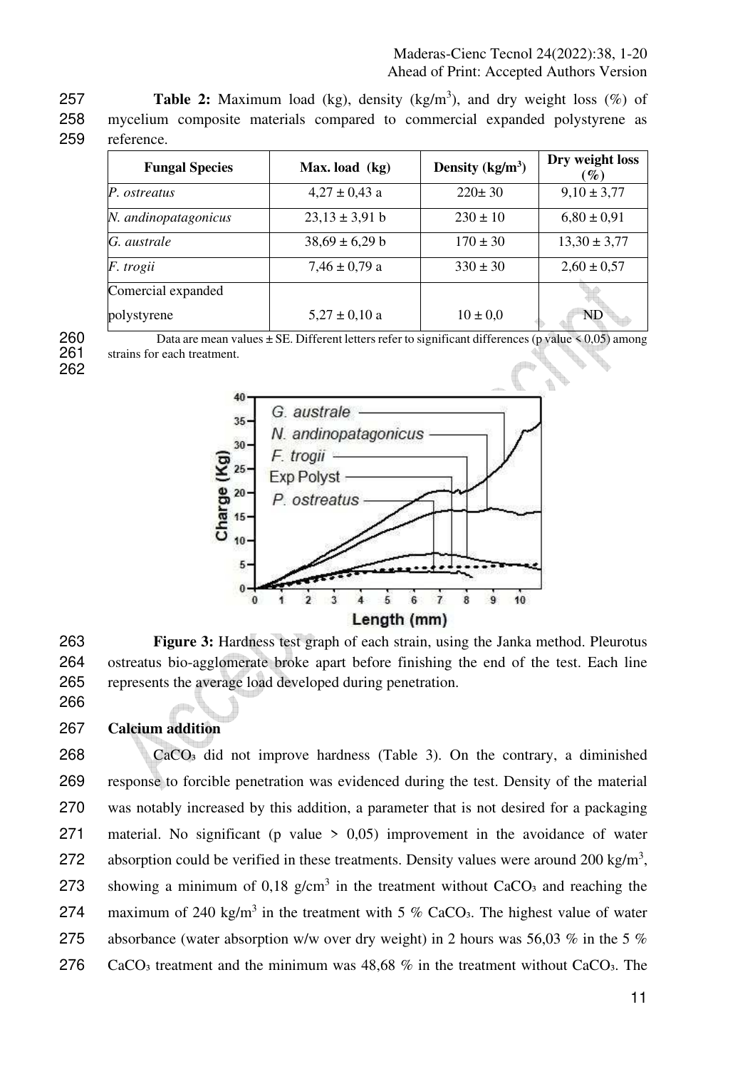**Table 2:** Maximum load (kg), density (kg/m$^3$), and dry weight loss (%) of mycelium composite materials compared to commercial expanded polystyrene as reference.

| Fungal Species | Max. load (kg) | Density (kg/m$^3$) | Dry weight loss (%) |
|---|---|---|---|
| *P. ostreatus* | 4,27 ± 0,43 a | 220± 30 | 9,10 ± 3,77 |
| *N. andinopatagonicus* | 23,13 ± 3,91 b | 230 ± 10 | 6,80 ± 0,91 |
| *G. australe* | 38,69 ± 6,29 b | 170 ± 30 | 13,30 ± 3,77 |
| *F. trogii* | 7,46 ± 0,79 a | 330 ± 30 | 2,60 ± 0,57 |
| Comercial expanded polystyrene | 5,27 ± 0,10 a | 10 ± 0,0 | ND |

Data are mean values ± SE. Different letters refer to significant differences (p value < 0,05) among strains for each treatment.

**Figure 3:** Hardness test graph of each strain, using the Janka method. Pleurotus ostreatus bio-agglomerate broke apart before finishing the end of the test. Each line represents the average load developed during penetration.

**Calcium addition**

$CaCO_3$ did not improve hardness (Table 3). On the contrary, a diminished response to forcible penetration was evidenced during the test. Density of the material was notably increased by this addition, a parameter that is not desired for a packaging material. No significant (p value > 0,05) improvement in the avoidance of water absorption could be verified in these treatments. Density values were around 200 kg/m$^3$, showing a minimum of 0,18 g/cm$^3$ in the treatment without $CaCO_3$ and reaching the maximum of 240 kg/m$^3$ in the treatment with 5 % $CaCO_3$. The highest value of water absorbance (water absorption w/w over dry weight) in 2 hours was 56,03 % in the 5 % $CaCO_3$ treatment and the minimum was 48,68 % in the treatment without $CaCO_3$. The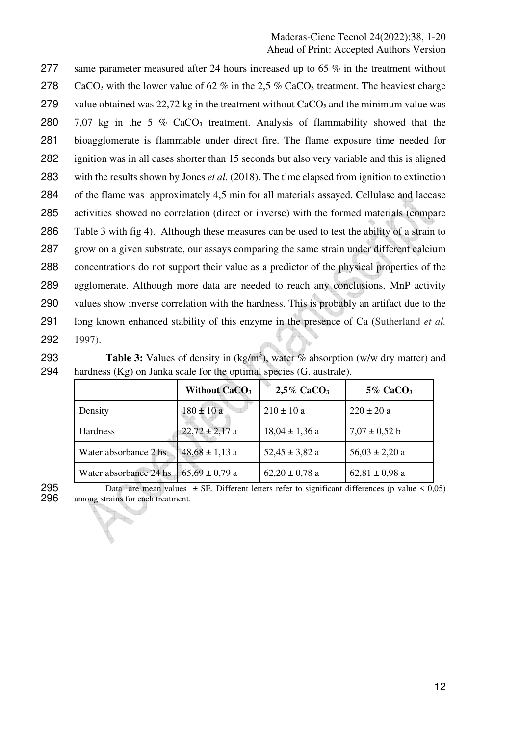same parameter measured after 24 hours increased up to 65 % in the treatment without $CaCO_3$ with the lower value of 62 % in the 2,5 % $CaCO_3$ treatment. The heaviest charge value obtained was 22,72 kg in the treatment without $CaCO_3$ and the minimum value was 7,07 kg in the 5 % $CaCO_3$ treatment. Analysis of flammability showed that the bioagglomerate is flammable under direct fire. The flame exposure time needed for ignition was in all cases shorter than 15 seconds but also very variable and this is aligned with the results shown by Jones *et al.* (2018). The time elapsed from ignition to extinction of the flame was approximately 4,5 min for all materials assayed. Cellulase and laccase activities showed no correlation (direct or inverse) with the formed materials (compare Table 3 with fig 4). Although these measures can be used to test the ability of a strain to grow on a given substrate, our assays comparing the same strain under different calcium concentrations do not support their value as a predictor of the physical properties of the agglomerate. Although more data are needed to reach any conclusions, MnP activity values show inverse correlation with the hardness. This is probably an artifact due to the long known enhanced stability of this enzyme in the presence of Ca (Sutherland *et al.* 1997).

**Table 3:** Values of density in ($kg/m^3$), water % absorption (w/w dry matter) and hardness (Kg) on Janka scale for the optimal species (G. australe).

| | **Without $CaCO_3$** | **2,5% $CaCO_3$** | **5% $CaCO_3$** |
|---|---|---|---|
| Density | 180 ± 10 a | 210 ± 10 a | 220 ± 20 a |
| Hardness | 22,72 ± 2,17 a | 18,04 ± 1,36 a | 7,07 ± 0,52 b |
| Water absorbance 2 hs | 48,68 ± 1,13 a | 52,45 ± 3,82 a | 56,03 ± 2,20 a |
| Water absorbance 24 hs | 65,69 ± 0,79 a | 62,20 ± 0,78 a | 62,81 ± 0,98 a |

Data are mean values ± SE. Different letters refer to significant differences (p value < 0,05) among strains for each treatment.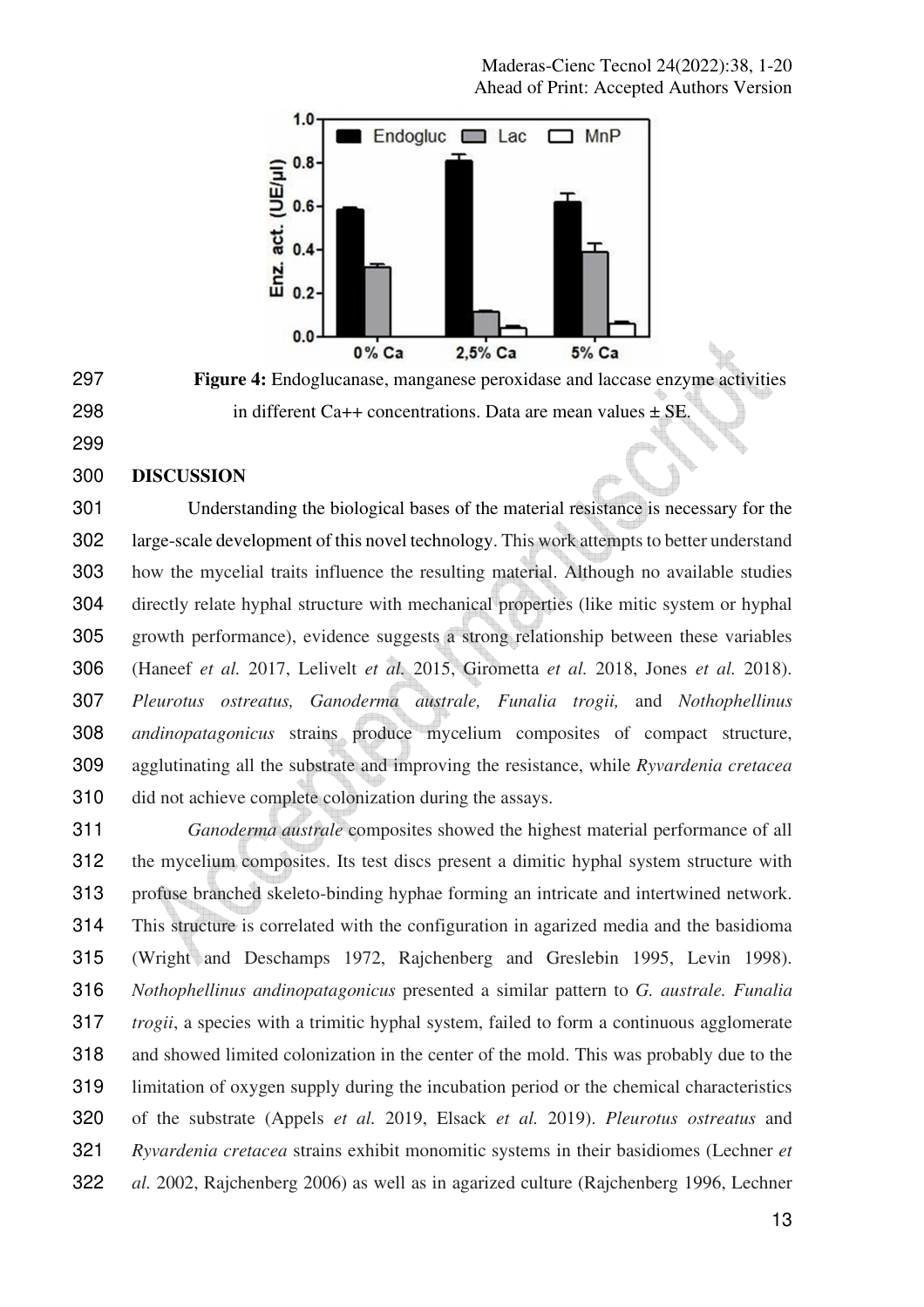**Figure 4:** Endoglucanase, manganese peroxidase and laccase enzyme activities in different Ca++ concentrations. Data are mean values ± SE.

## DISCUSSION

Understanding the biological bases of the material resistance is necessary for the large-scale development of this novel technology. This work attempts to better understand how the mycelial traits influence the resulting material. Although no available studies directly relate hyphal structure with mechanical properties (like mitic system or hyphal growth performance), evidence suggests a strong relationship between these variables (Haneef *et al.* 2017, Lelivelt *et al.* 2015, Girometta *et al.* 2018, Jones *et al.* 2018). *Pleurotus ostreatus, Ganoderma australe, Funalia trogii,* and *Nothophellinus andinopatagonicus* strains produce mycelium composites of compact structure, agglutinating all the substrate and improving the resistance, while *Ryvardenia cretacea* did not achieve complete colonization during the assays.

*Ganoderma australe* composites showed the highest material performance of all the mycelium composites. Its test discs present a dimitic hyphal system structure with profuse branched skeleto-binding hyphae forming an intricate and intertwined network. This structure is correlated with the configuration in agarized media and the basidioma (Wright and Deschamps 1972, Rajchenberg and Greslebin 1995, Levin 1998). *Nothophellinus andinopatagonicus* presented a similar pattern to *G. australe. Funalia trogii*, a species with a trimitic hyphal system, failed to form a continuous agglomerate and showed limited colonization in the center of the mold. This was probably due to the limitation of oxygen supply during the incubation period or the chemical characteristics of the substrate (Appels *et al.* 2019, Elsack *et al.* 2019). *Pleurotus ostreatus* and *Ryvardenia cretacea* strains exhibit monomitic systems in their basidiomes (Lechner *et al.* 2002, Rajchenberg 2006) as well as in agarized culture (Rajchenberg 1996, Lechner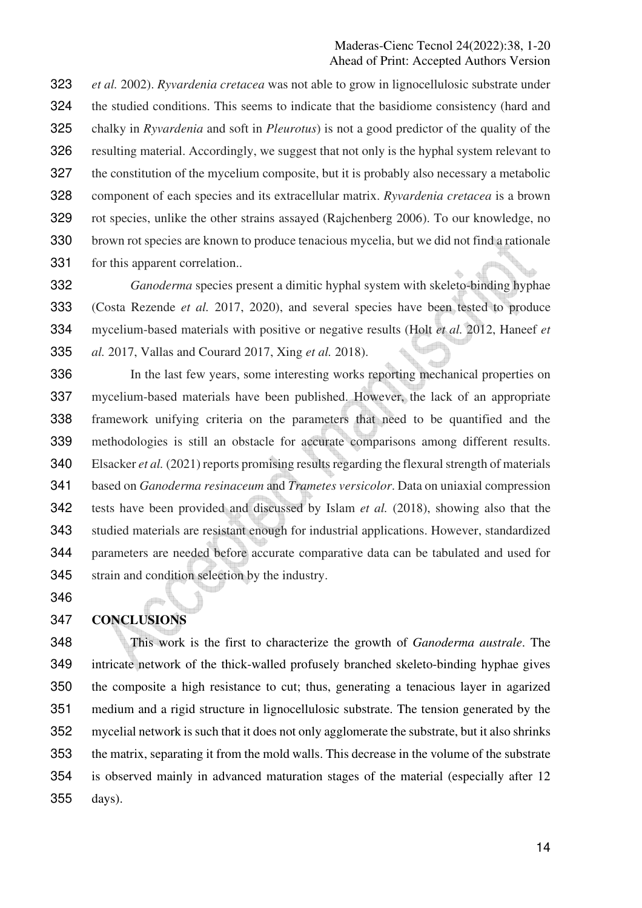*et al.* 2002). *Ryvardenia cretacea* was not able to grow in lignocellulosic substrate under the studied conditions. This seems to indicate that the basidiome consistency (hard and chalky in *Ryvardenia* and soft in *Pleurotus*) is not a good predictor of the quality of the resulting material. Accordingly, we suggest that not only is the hyphal system relevant to the constitution of the mycelium composite, but it is probably also necessary a metabolic component of each species and its extracellular matrix. *Ryvardenia cretacea* is a brown rot species, unlike the other strains assayed (Rajchenberg 2006). To our knowledge, no brown rot species are known to produce tenacious mycelia, but we did not find a rationale for this apparent correlation..

*Ganoderma* species present a dimitic hyphal system with skeleto-binding hyphae (Costa Rezende *et al.* 2017, 2020), and several species have been tested to produce mycelium-based materials with positive or negative results (Holt *et al.* 2012, Haneef *et al.* 2017, Vallas and Courard 2017, Xing *et al.* 2018).

In the last few years, some interesting works reporting mechanical properties on mycelium-based materials have been published. However, the lack of an appropriate framework unifying criteria on the parameters that need to be quantified and the methodologies is still an obstacle for accurate comparisons among different results. Elsacker *et al.* (2021) reports promising results regarding the flexural strength of materials based on *Ganoderma resinaceum* and *Trametes versicolor*. Data on uniaxial compression tests have been provided and discussed by Islam *et al.* (2018), showing also that the studied materials are resistant enough for industrial applications. However, standardized parameters are needed before accurate comparative data can be tabulated and used for strain and condition selection by the industry.

## CONCLUSIONS

This work is the first to characterize the growth of *Ganoderma australe*. The intricate network of the thick-walled profusely branched skeleto-binding hyphae gives the composite a high resistance to cut; thus, generating a tenacious layer in agarized medium and a rigid structure in lignocellulosic substrate. The tension generated by the mycelial network is such that it does not only agglomerate the substrate, but it also shrinks the matrix, separating it from the mold walls. This decrease in the volume of the substrate is observed mainly in advanced maturation stages of the material (especially after 12 days).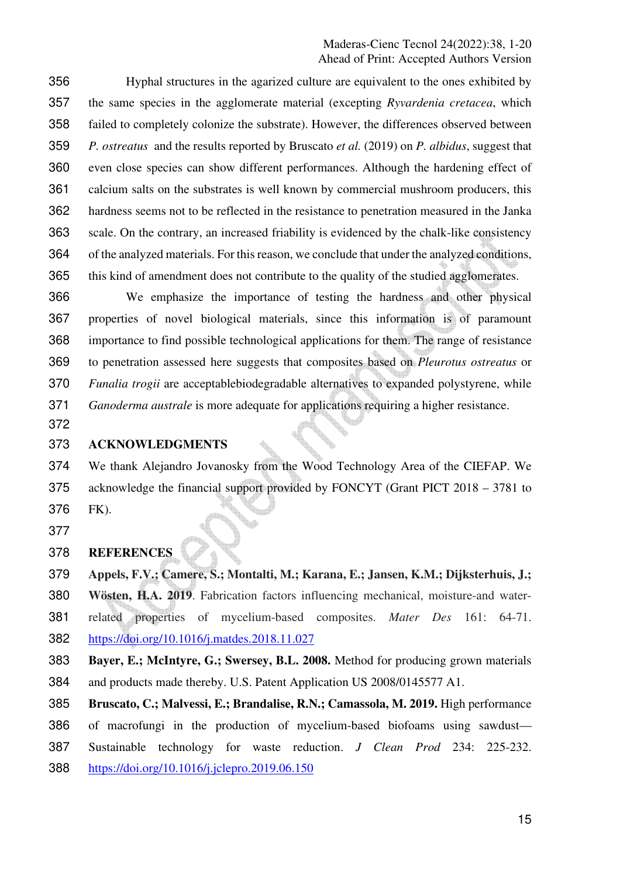Hyphal structures in the agarized culture are equivalent to the ones exhibited by the same species in the agglomerate material (excepting *Ryvardenia cretacea*, which failed to completely colonize the substrate). However, the differences observed between *P. ostreatus* and the results reported by Bruscato *et al.* (2019) on *P. albidus*, suggest that even close species can show different performances. Although the hardening effect of calcium salts on the substrates is well known by commercial mushroom producers, this hardness seems not to be reflected in the resistance to penetration measured in the Janka scale. On the contrary, an increased friability is evidenced by the chalk-like consistency of the analyzed materials. For this reason, we conclude that under the analyzed conditions, this kind of amendment does not contribute to the quality of the studied agglomerates.

We emphasize the importance of testing the hardness and other physical properties of novel biological materials, since this information is of paramount importance to find possible technological applications for them. The range of resistance to penetration assessed here suggests that composites based on *Pleurotus ostreatus* or *Funalia trogii* are acceptablebiodegradable alternatives to expanded polystyrene, while *Ganoderma australe* is more adequate for applications requiring a higher resistance.

## ACKNOWLEDGMENTS

We thank Alejandro Jovanosky from the Wood Technology Area of the CIEFAP. We acknowledge the financial support provided by FONCYT (Grant PICT 2018 – 3781 to FK).

## REFERENCES

**Appels, F.V.; Camere, S.; Montalti, M.; Karana, E.; Jansen, K.M.; Dijksterhuis, J.; Wösten, H.A. 2019**. Fabrication factors influencing mechanical, moisture-and water-related properties of mycelium-based composites. *Mater Des* 161: 64-71. https://doi.org/10.1016/j.matdes.2018.11.027

**Bayer, E.; McIntyre, G.; Swersey, B.L. 2008.** Method for producing grown materials and products made thereby. U.S. Patent Application US 2008/0145577 A1.

**Bruscato, C.; Malvessi, E.; Brandalise, R.N.; Camassola, M. 2019.** High performance of macrofungi in the production of mycelium-based biofoams using sawdust—Sustainable technology for waste reduction. *J Clean Prod* 234: 225-232. https://doi.org/10.1016/j.jclepro.2019.06.150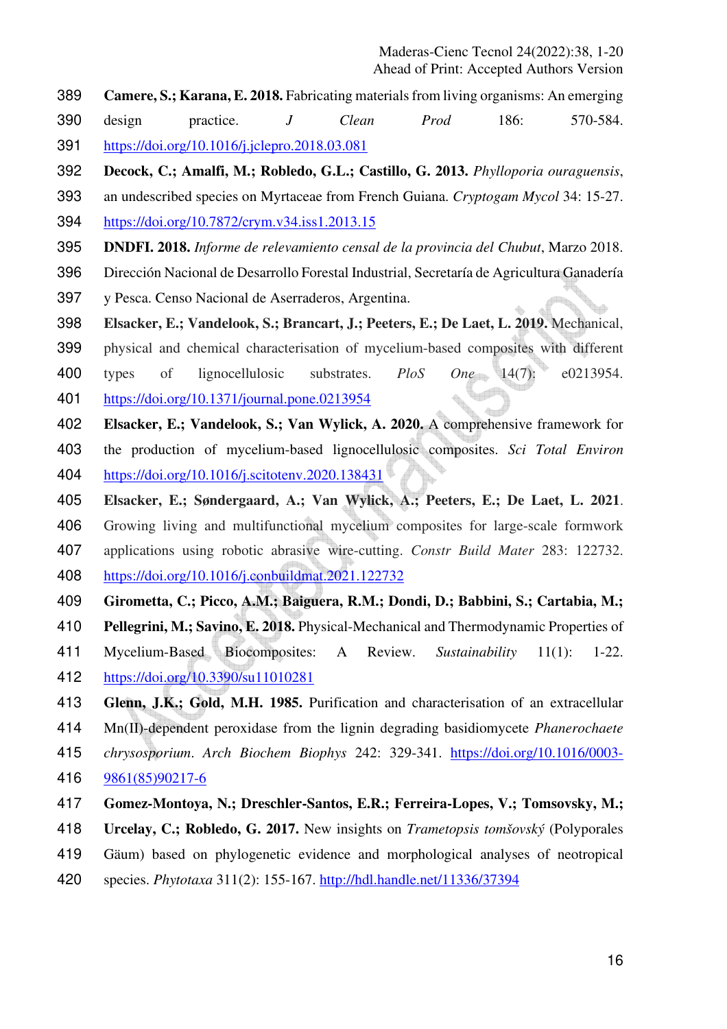**Camere, S.; Karana, E. 2018.** Fabricating materials from living organisms: An emerging design practice. *J Clean Prod* 186: 570-584. https://doi.org/10.1016/j.jclepro.2018.03.081

**Decock, C.; Amalfi, M.; Robledo, G.L.; Castillo, G. 2013.** *Phylloporia ouraguensis*, an undescribed species on Myrtaceae from French Guiana. *Cryptogam Mycol* 34: 15-27. https://doi.org/10.7872/crym.v34.iss1.2013.15

**DNDFI. 2018.** *Informe de relevamiento censal de la provincia del Chubut*, Marzo 2018. Dirección Nacional de Desarrollo Forestal Industrial, Secretaría de Agricultura Ganadería y Pesca. Censo Nacional de Aserraderos, Argentina.

**Elsacker, E.; Vandelook, S.; Brancart, J.; Peeters, E.; De Laet, L. 2019.** Mechanical, physical and chemical characterisation of mycelium-based composites with different types of lignocellulosic substrates. *PloS One* 14(7): e0213954. https://doi.org/10.1371/journal.pone.0213954

**Elsacker, E.; Vandelook, S.; Van Wylick, A. 2020.** A comprehensive framework for the production of mycelium-based lignocellulosic composites. *Sci Total Environ* https://doi.org/10.1016/j.scitotenv.2020.138431

**Elsacker, E.; Søndergaard, A.; Van Wylick, A.; Peeters, E.; De Laet, L. 2021**. Growing living and multifunctional mycelium composites for large-scale formwork applications using robotic abrasive wire-cutting. *Constr Build Mater* 283: 122732. https://doi.org/10.1016/j.conbuildmat.2021.122732

**Girometta, C.; Picco, A.M.; Baiguera, R.M.; Dondi, D.; Babbini, S.; Cartabia, M.; Pellegrini, M.; Savino, E. 2018.** Physical-Mechanical and Thermodynamic Properties of Mycelium-Based Biocomposites: A Review. *Sustainability* 11(1): 1-22. https://doi.org/10.3390/su11010281

**Glenn, J.K.; Gold, M.H. 1985.** Purification and characterisation of an extracellular Mn(II)-dependent peroxidase from the lignin degrading basidiomycete *Phanerochaete chrysosporium*. *Arch Biochem Biophys* 242: 329-341. https://doi.org/10.1016/0003-9861(85)90217-6

**Gomez-Montoya, N.; Dreschler-Santos, E.R.; Ferreira-Lopes, V.; Tomsovsky, M.; Urcelay, C.; Robledo, G. 2017.** New insights on *Trametopsis tomšovský* (Polyporales Gäum) based on phylogenetic evidence and morphological analyses of neotropical species. *Phytotaxa* 311(2): 155-167. http://hdl.handle.net/11336/37394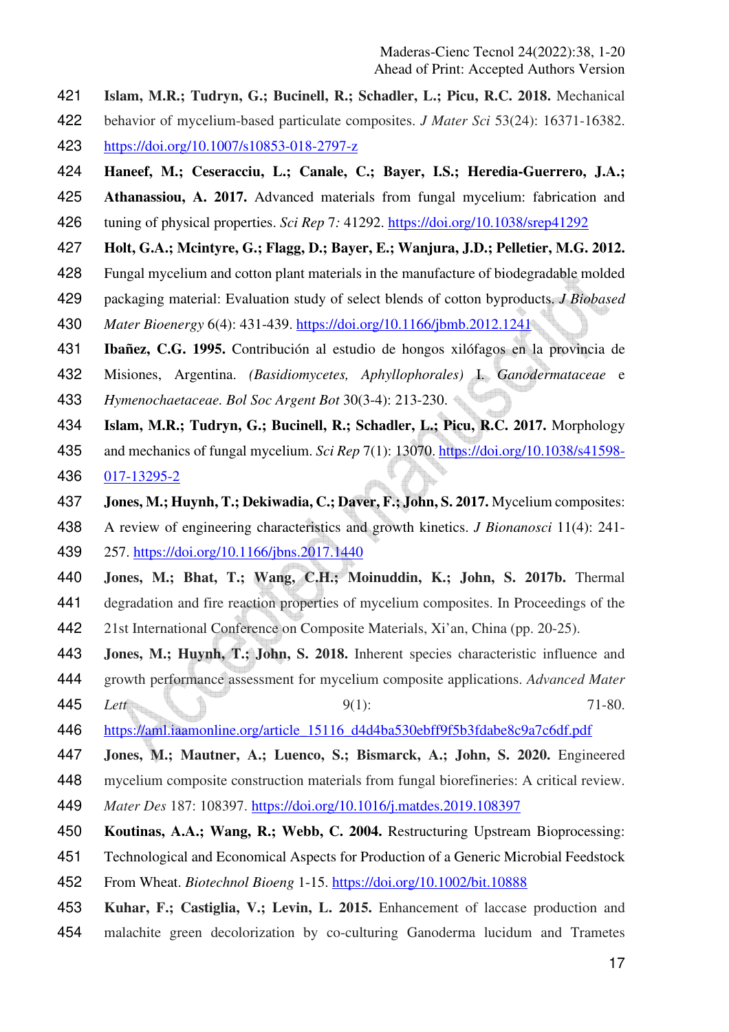**Islam, M.R.; Tudryn, G.; Bucinell, R.; Schadler, L.; Picu, R.C. 2018.** Mechanical behavior of mycelium-based particulate composites. *J Mater Sci* 53(24): 16371-16382. https://doi.org/10.1007/s10853-018-2797-z

**Haneef, M.; Ceseracciu, L.; Canale, C.; Bayer, I.S.; Heredia-Guerrero, J.A.; Athanassiou, A. 2017.** Advanced materials from fungal mycelium: fabrication and tuning of physical properties. *Sci Rep* 7*:* 41292. https://doi.org/10.1038/srep41292

**Holt, G.A.; Mcintyre, G.; Flagg, D.; Bayer, E.; Wanjura, J.D.; Pelletier, M.G. 2012.** Fungal mycelium and cotton plant materials in the manufacture of biodegradable molded packaging material: Evaluation study of select blends of cotton byproducts. *J Biobased Mater Bioenergy* 6(4): 431-439. https://doi.org/10.1166/jbmb.2012.1241

**Ibañez, C.G. 1995.** Contribución al estudio de hongos xilófagos en la provincia de Misiones, Argentina. *(Basidiomycetes, Aphyllophorales)* I. *Ganodermataceae* e *Hymenochaetaceae. Bol Soc Argent Bot* 30(3-4): 213-230.

**Islam, M.R.; Tudryn, G.; Bucinell, R.; Schadler, L.; Picu, R.C. 2017.** Morphology and mechanics of fungal mycelium. *Sci Rep* 7(1): 13070. https://doi.org/10.1038/s41598-017-13295-2

**Jones, M.; Huynh, T.; Dekiwadia, C.; Daver, F.; John, S. 2017.** Mycelium composites: A review of engineering characteristics and growth kinetics. *J Bionanosci* 11(4): 241-257. https://doi.org/10.1166/jbns.2017.1440

**Jones, M.; Bhat, T.; Wang, C.H.; Moinuddin, K.; John, S. 2017b.** Thermal degradation and fire reaction properties of mycelium composites. In Proceedings of the 21st International Conference on Composite Materials, Xi'an, China (pp. 20-25).

**Jones, M.; Huynh, T.; John, S. 2018.** Inherent species characteristic influence and growth performance assessment for mycelium composite applications. *Advanced Mater Lett* 9(1): 71-80. https://aml.iaamonline.org/article_15116_d4d4ba530ebff9f5b3fdabe8c9a7c6df.pdf

**Jones, M.; Mautner, A.; Luenco, S.; Bismarck, A.; John, S. 2020.** Engineered mycelium composite construction materials from fungal biorefineries: A critical review. *Mater Des* 187: 108397. https://doi.org/10.1016/j.matdes.2019.108397

**Koutinas, A.A.; Wang, R.; Webb, C. 2004.** Restructuring Upstream Bioprocessing: Technological and Economical Aspects for Production of a Generic Microbial Feedstock From Wheat. *Biotechnol Bioeng* 1-15. https://doi.org/10.1002/bit.10888

**Kuhar, F.; Castiglia, V.; Levin, L. 2015.** Enhancement of laccase production and malachite green decolorization by co-culturing Ganoderma lucidum and Trametes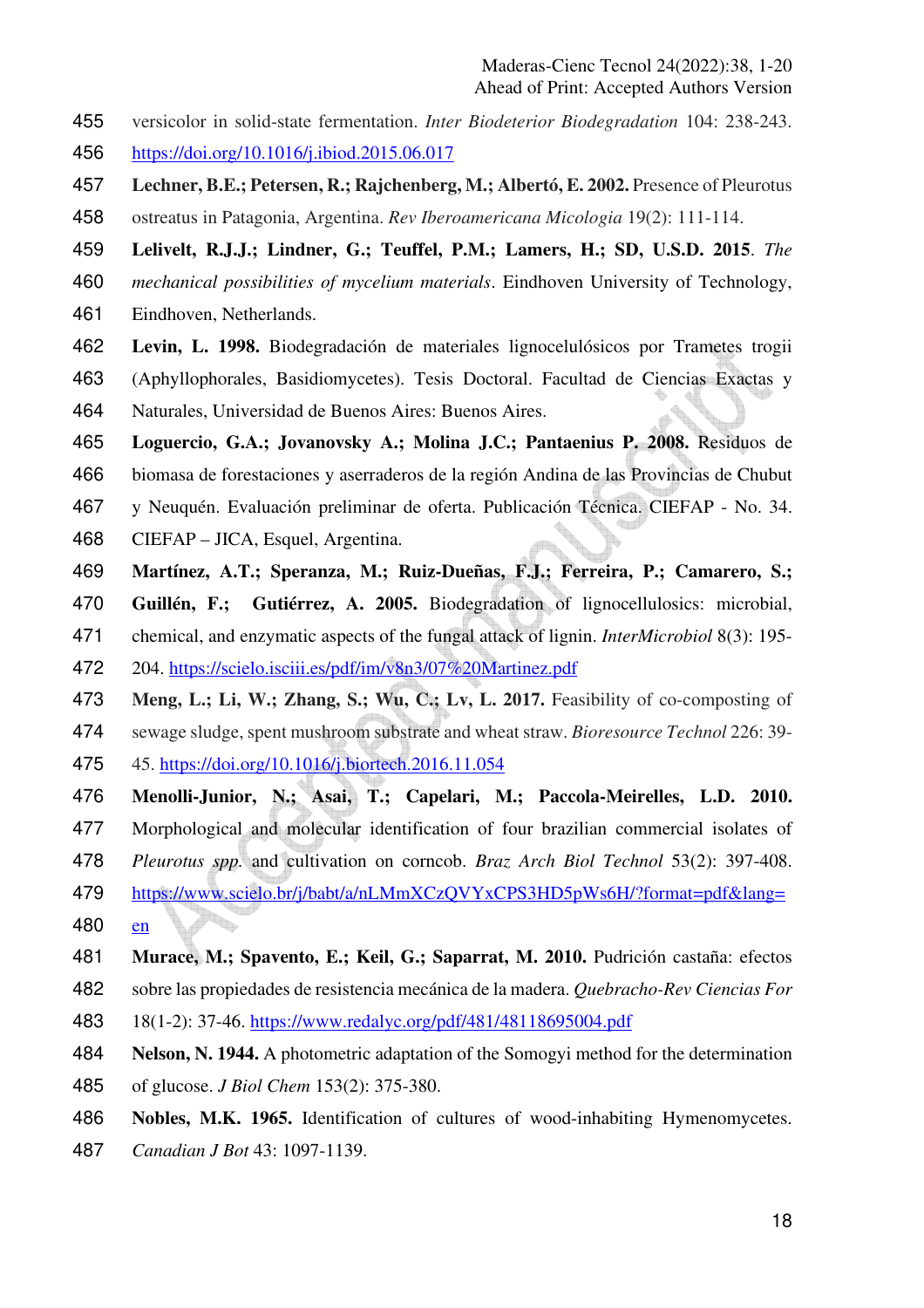versicolor in solid-state fermentation. *Inter Biodeterior Biodegradation* 104: 238-243. https://doi.org/10.1016/j.ibiod.2015.06.017

**Lechner, B.E.; Petersen, R.; Rajchenberg, M.; Albertó, E. 2002.** Presence of Pleurotus ostreatus in Patagonia, Argentina. *Rev Iberoamericana Micologia* 19(2): 111-114.

**Lelivelt, R.J.J.; Lindner, G.; Teuffel, P.M.; Lamers, H.; SD, U.S.D. 2015**. *The mechanical possibilities of mycelium materials*. Eindhoven University of Technology, Eindhoven, Netherlands.

**Levin, L. 1998.** Biodegradación de materiales lignocelulósicos por Trametes trogii (Aphyllophorales, Basidiomycetes). Tesis Doctoral. Facultad de Ciencias Exactas y Naturales, Universidad de Buenos Aires: Buenos Aires.

**Loguercio, G.A.; Jovanovsky A.; Molina J.C.; Pantaenius P. 2008.** Residuos de biomasa de forestaciones y aserraderos de la región Andina de las Provincias de Chubut y Neuquén. Evaluación preliminar de oferta. Publicación Técnica. CIEFAP - No. 34. CIEFAP – JICA, Esquel, Argentina.

**Martínez, A.T.; Speranza, M.; Ruiz-Dueñas, F.J.; Ferreira, P.; Camarero, S.; Guillén, F.; Gutiérrez, A. 2005.** Biodegradation of lignocellulosics: microbial, chemical, and enzymatic aspects of the fungal attack of lignin. *InterMicrobiol* 8(3): 195-204. https://scielo.isciii.es/pdf/im/v8n3/07%20Martinez.pdf

**Meng, L.; Li, W.; Zhang, S.; Wu, C.; Lv, L. 2017.** Feasibility of co-composting of sewage sludge, spent mushroom substrate and wheat straw. *Bioresource Technol* 226: 39-45. https://doi.org/10.1016/j.biortech.2016.11.054

**Menolli-Junior, N.; Asai, T.; Capelari, M.; Paccola-Meirelles, L.D. 2010.** Morphological and molecular identification of four brazilian commercial isolates of *Pleurotus spp.* and cultivation on corncob. *Braz Arch Biol Technol* 53(2): 397-408. https://www.scielo.br/j/babt/a/nLMmXCzQVYxCPS3HD5pWs6H/?format=pdf&lang=en

**Murace, M.; Spavento, E.; Keil, G.; Saparrat, M. 2010.** Pudrición castaña: efectos sobre las propiedades de resistencia mecánica de la madera. *Quebracho-Rev Ciencias For* 18(1-2): 37-46. https://www.redalyc.org/pdf/481/48118695004.pdf

**Nelson, N. 1944.** A photometric adaptation of the Somogyi method for the determination of glucose. *J Biol Chem* 153(2): 375-380.

**Nobles, M.K. 1965.** Identification of cultures of wood-inhabiting Hymenomycetes. *Canadian J Bot* 43: 1097-1139.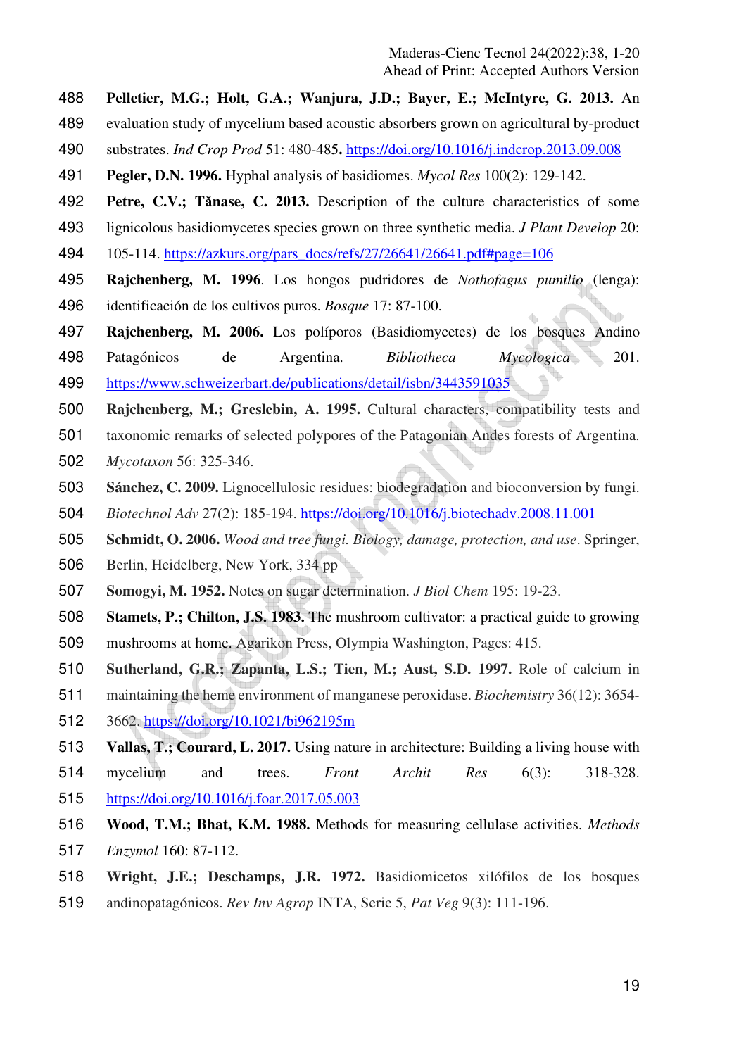**Pelletier, M.G.; Holt, G.A.; Wanjura, J.D.; Bayer, E.; McIntyre, G. 2013.** An evaluation study of mycelium based acoustic absorbers grown on agricultural by-product substrates. *Ind Crop Prod* 51: 480-485**.** https://doi.org/10.1016/j.indcrop.2013.09.008

**Pegler, D.N. 1996.** Hyphal analysis of basidiomes. *Mycol Res* 100(2): 129-142.

**Petre, C.V.; Tănase, C. 2013.** Description of the culture characteristics of some lignicolous basidiomycetes species grown on three synthetic media. *J Plant Develop* 20: 105-114. https://azkurs.org/pars_docs/refs/27/26641/26641.pdf#page=106

**Rajchenberg, M. 1996**. Los hongos pudridores de *Nothofagus pumilio* (lenga): identificación de los cultivos puros. *Bosque* 17: 87-100.

**Rajchenberg, M. 2006.** Los políporos (Basidiomycetes) de los bosques Andino Patagónicos de Argentina. *Bibliotheca Mycologica* 201. https://www.schweizerbart.de/publications/detail/isbn/3443591035

**Rajchenberg, M.; Greslebin, A. 1995.** Cultural characters, compatibility tests and taxonomic remarks of selected polypores of the Patagonian Andes forests of Argentina. *Mycotaxon* 56: 325-346.

**Sánchez, C. 2009.** Lignocellulosic residues: biodegradation and bioconversion by fungi. *Biotechnol Adv* 27(2): 185-194. https://doi.org/10.1016/j.biotechadv.2008.11.001

**Schmidt, O. 2006.** *Wood and tree fungi. Biology, damage, protection, and use*. Springer, Berlin, Heidelberg, New York, 334 pp

**Somogyi, M. 1952.** Notes on sugar determination. *J Biol Chem* 195: 19-23.

**Stamets, P.; Chilton, J.S. 1983.** The mushroom cultivator: a practical guide to growing mushrooms at home. Agarikon Press, Olympia Washington, Pages: 415.

**Sutherland, G.R.; Zapanta, L.S.; Tien, M.; Aust, S.D. 1997.** Role of calcium in maintaining the heme environment of manganese peroxidase. *Biochemistry* 36(12): 3654-3662. https://doi.org/10.1021/bi962195m

**Vallas, T.; Courard, L. 2017.** Using nature in architecture: Building a living house with mycelium and trees. *Front Archit Res* 6(3): 318-328. https://doi.org/10.1016/j.foar.2017.05.003

**Wood, T.M.; Bhat, K.M. 1988.** Methods for measuring cellulase activities. *Methods Enzymol* 160: 87-112.

**Wright, J.E.; Deschamps, J.R. 1972.** Basidiomicetos xilófilos de los bosques andinopatagónicos. *Rev Inv Agrop* INTA, Serie 5, *Pat Veg* 9(3): 111-196.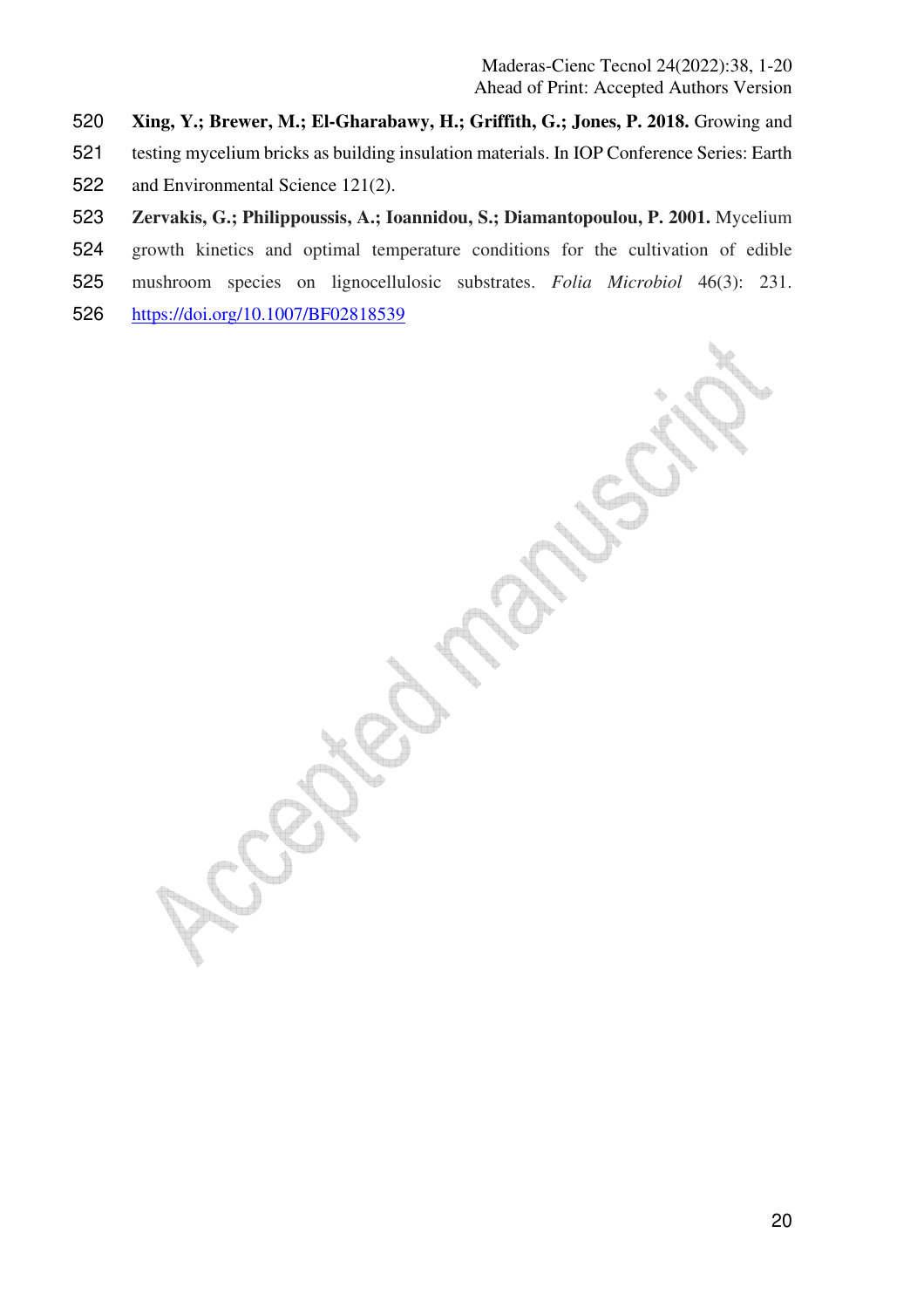**Xing, Y.; Brewer, M.; El-Gharabawy, H.; Griffith, G.; Jones, P. 2018.** Growing and testing mycelium bricks as building insulation materials. In IOP Conference Series: Earth and Environmental Science 121(2).

**Zervakis, G.; Philippoussis, A.; Ioannidou, S.; Diamantopoulou, P. 2001.** Mycelium growth kinetics and optimal temperature conditions for the cultivation of edible mushroom species on lignocellulosic substrates. *Folia Microbiol* 46(3): 231. https://doi.org/10.1007/BF02818539